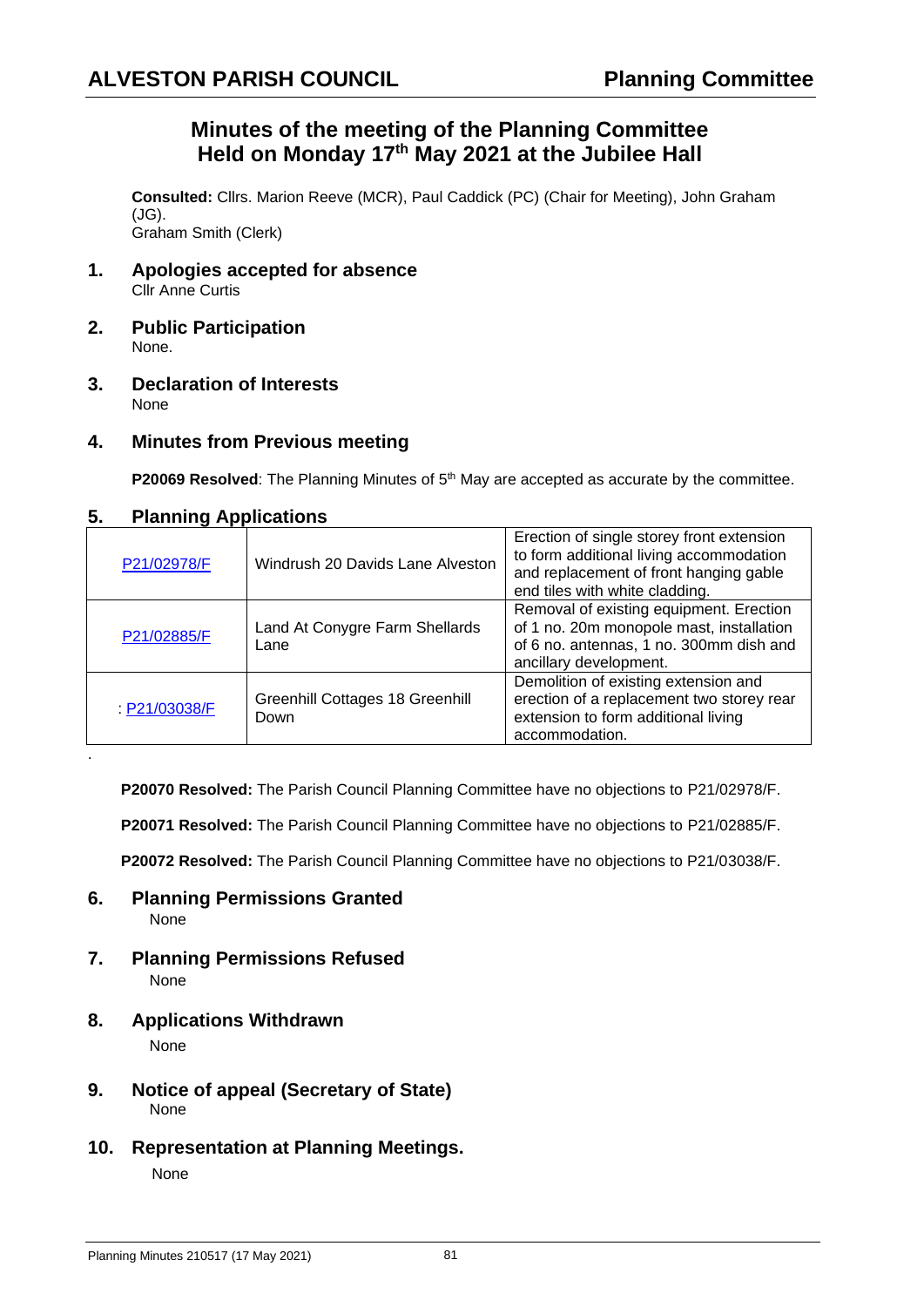# Minutes of the meeting of the Planning Committee Held on Monday 17th May 2021 at the Jubilee Hall

**Consulted:** Cllrs. Marion Reeve (MCR), Paul Caddick (PC) (Chair for Meeting), John Graham (JG).
Graham Smith (Clerk)

## 1. Apologies accepted for absence

Cllr Anne Curtis

## 2. Public Participation

None.

## 3. Declaration of Interests

None

## 4. Minutes from Previous meeting

**P20069 Resolved**: The Planning Minutes of 5th May are accepted as accurate by the committee.

## 5. Planning Applications

| Application | Location | Description |
|---|---|---|
| P21/02978/F | Windrush 20 Davids Lane Alveston | Erection of single storey front extension to form additional living accommodation and replacement of front hanging gable end tiles with white cladding. |
| P21/02885/F | Land At Conygre Farm Shellards Lane | Removal of existing equipment. Erection of 1 no. 20m monopole mast, installation of 6 no. antennas, 1 no. 300mm dish and ancillary development. |
| : P21/03038/F | Greenhill Cottages 18 Greenhill Down | Demolition of existing extension and erection of a replacement two storey rear extension to form additional living accommodation. |

**P20070 Resolved:** The Parish Council Planning Committee have no objections to P21/02978/F.

**P20071 Resolved:** The Parish Council Planning Committee have no objections to P21/02885/F.

**P20072 Resolved:** The Parish Council Planning Committee have no objections to P21/03038/F.

## 6. Planning Permissions Granted

None

## 7. Planning Permissions Refused

None

## 8. Applications Withdrawn

None

## 9. Notice of appeal (Secretary of State)

None

## 10. Representation at Planning Meetings.

None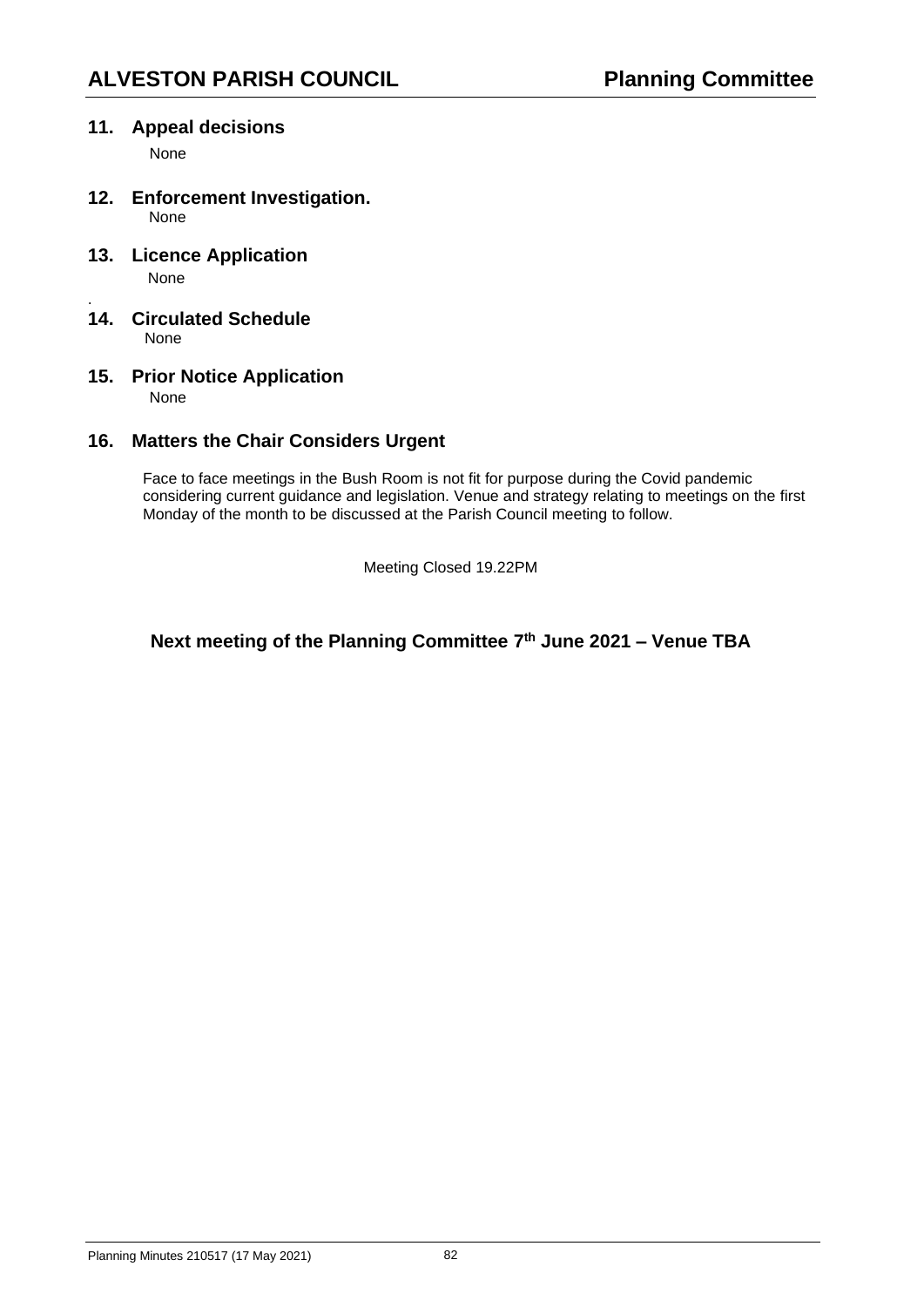## 11. Appeal decisions

None

## 12. Enforcement Investigation.

None

## 13. Licence Application

None

.

## 14. Circulated Schedule

None

## 15. Prior Notice Application

None

## 16. Matters the Chair Considers Urgent

Face to face meetings in the Bush Room is not fit for purpose during the Covid pandemic considering current guidance and legislation. Venue and strategy relating to meetings on the first Monday of the month to be discussed at the Parish Council meeting to follow.

Meeting Closed 19.22PM

**Next meeting of the Planning Committee 7th June 2021 – Venue TBA**